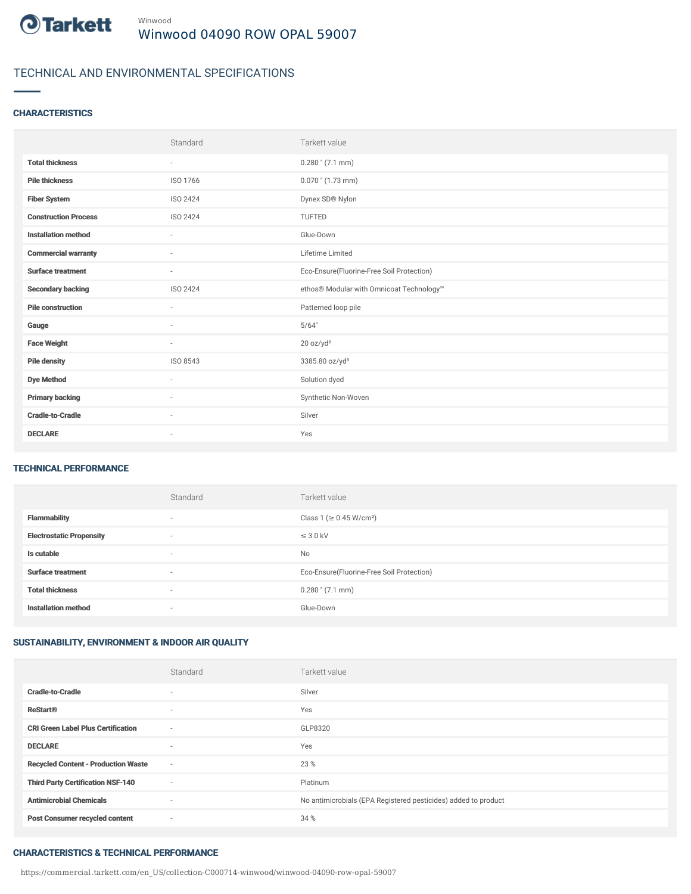Tarkett

Winwood

# Winwood 04090 ROW OPAL 59007

## TECHNICAL AND ENVIRONMENTAL SPECIFICATIONS

### CHARACTERISTICS

| | Standard | Tarkett value |
|---|---|---|
| **Total thickness** | - | 0.280 " (7.1 mm) |
| **Pile thickness** | ISO 1766 | 0.070 " (1.73 mm) |
| **Fiber System** | ISO 2424 | Dynex SD® Nylon |
| **Construction Process** | ISO 2424 | TUFTED |
| **Installation method** | - | Glue-Down |
| **Commercial warranty** | - | Lifetime Limited |
| **Surface treatment** | - | Eco-Ensure(Fluorine-Free Soil Protection) |
| **Secondary backing** | ISO 2424 | ethos® Modular with Omnicoat Technology™ |
| **Pile construction** | - | Patterned loop pile |
| **Gauge** | - | 5/64" |
| **Face Weight** | - | 20 oz/yd² |
| **Pile density** | ISO 8543 | 3385.80 oz/yd³ |
| **Dye Method** | - | Solution dyed |
| **Primary backing** | - | Synthetic Non-Woven |
| **Cradle-to-Cradle** | - | Silver |
| **DECLARE** | - | Yes |

### TECHNICAL PERFORMANCE

| | Standard | Tarkett value |
|---|---|---|
| **Flammability** | - | Class 1 (≥ 0.45 W/cm²) |
| **Electrostatic Propensity** | - | ≤ 3.0 kV |
| **Is cutable** | - | No |
| **Surface treatment** | - | Eco-Ensure(Fluorine-Free Soil Protection) |
| **Total thickness** | - | 0.280 " (7.1 mm) |
| **Installation method** | - | Glue-Down |

### SUSTAINABILITY, ENVIRONMENT & INDOOR AIR QUALITY

| | Standard | Tarkett value |
|---|---|---|
| **Cradle-to-Cradle** | - | Silver |
| **ReStart®** | - | Yes |
| **CRI Green Label Plus Certification** | - | GLP8320 |
| **DECLARE** | - | Yes |
| **Recycled Content - Production Waste** | - | 23 % |
| **Third Party Certification NSF-140** | - | Platinum |
| **Antimicrobial Chemicals** | - | No antimicrobials (EPA Registered pesticides) added to product |
| **Post Consumer recycled content** | - | 34 % |

### CHARACTERISTICS & TECHNICAL PERFORMANCE

https://commercial.tarkett.com/en_US/collection-C000714-winwood/winwood-04090-row-opal-59007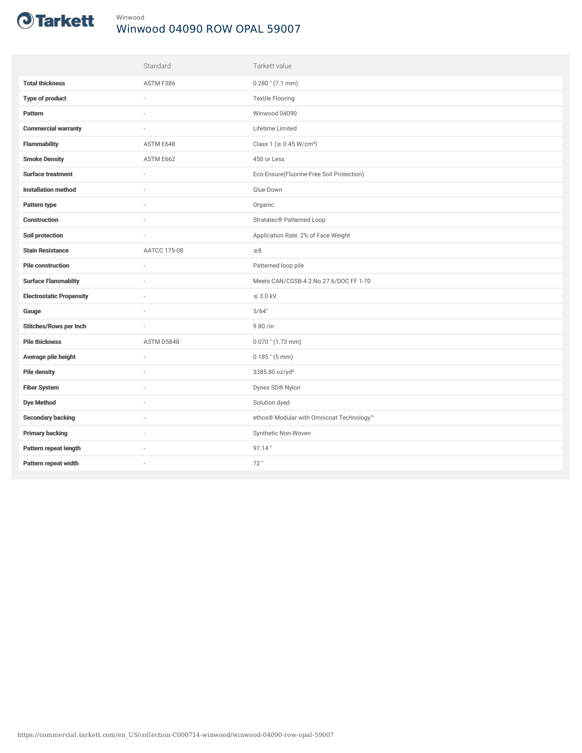Winwood

# Winwood 04090 ROW OPAL 59007

| | Standard | Tarkett value |
|---|---|---|
| **Total thickness** | ASTM F386 | 0.280 " (7.1 mm) |
| **Type of product** | - | Textile Flooring |
| **Pattern** | - | Winwood 04090 |
| **Commercial warranty** | - | Lifetime Limited |
| **Flammability** | ASTM E648 | Class 1 (≥ 0.45 W/cm²) |
| **Smoke Density** | ASTM E662 | 450 or Less |
| **Surface treatment** | - | Eco-Ensure(Fluorine-Free Soil Protection) |
| **Installation method** | - | Glue-Down |
| **Pattern type** | - | Organic |
| **Construction** | - | Stratatec® Patterned Loop |
| **Soil protection** | - | Application Rate: 2% of Face Weight |
| **Stain Resistance** | AATCC 175-08 | ≥8 |
| **Pile construction** | - | Patterned loop pile |
| **Surface Flammablity** | - | Meets CAN/CGSB-4.2 No.27.6/DOC FF 1-70 |
| **Electrostatic Propensity** | - | ≤ 3.0 kV |
| **Gauge** | - | 5/64" |
| **Stitches/Rows per Inch** | - | 9.80 /in |
| **Pile thickness** | ASTM D5848 | 0.070 " (1.73 mm) |
| **Average pile height** | - | 0.185 " (5 mm) |
| **Pile density** | - | 3385.80 oz/yd³ |
| **Fiber System** | - | Dynex SD® Nylon |
| **Dye Method** | - | Solution dyed |
| **Secondary backing** | - | ethos® Modular with Omnicoat Technology™ |
| **Primary backing** | - | Synthetic Non-Woven |
| **Pattern repeat length** | - | 97.14 " |
| **Pattern repeat width** | - | 72 " |

https://commercial.tarkett.com/en_US/collection-C000714-winwood/winwood-04090-row-opal-59007